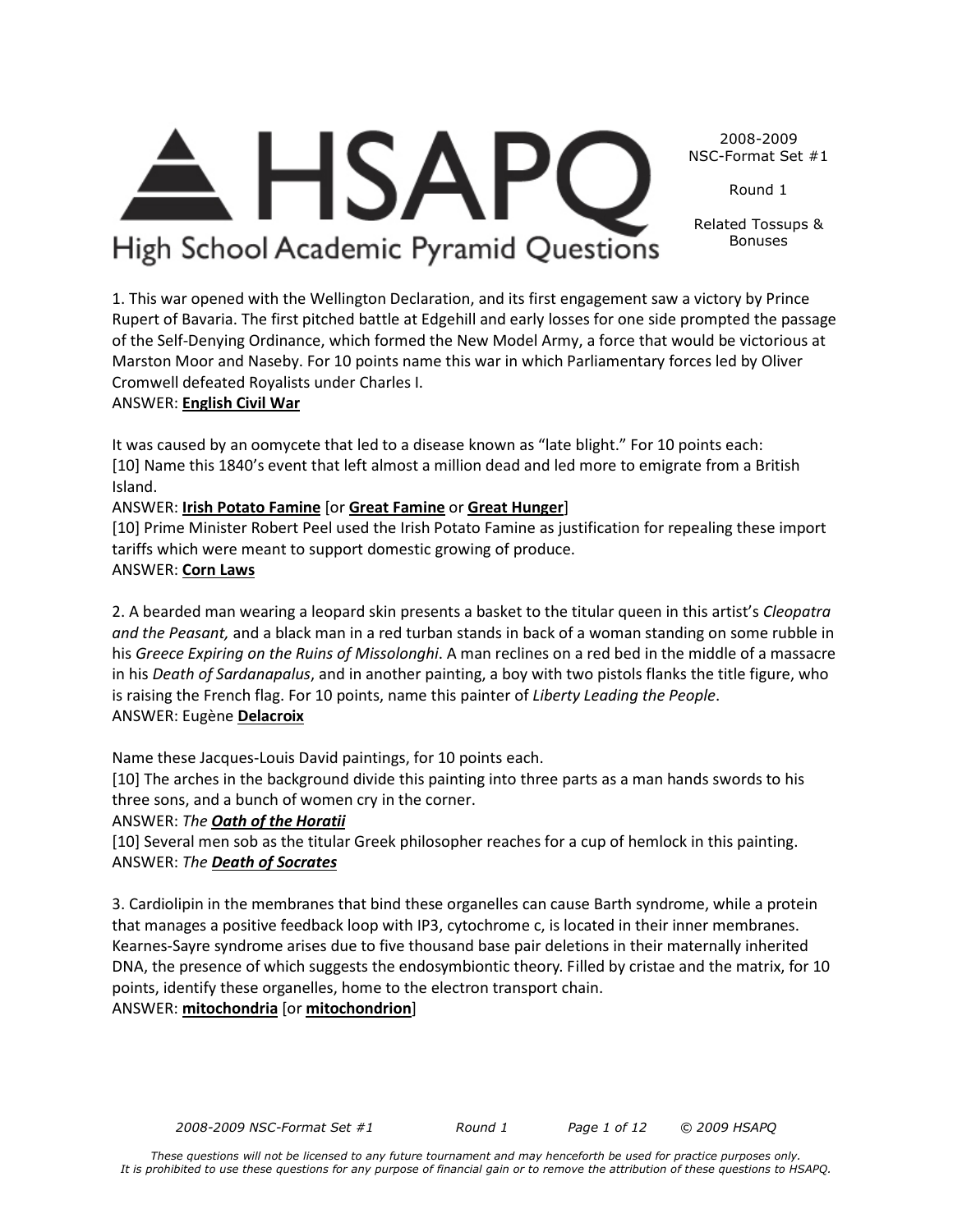# HSAPQ

High School Academic Pyramid Questions

2008-2009
NSC-Format Set #1

Round 1

Related Tossups & Bonuses

1. This war opened with the Wellington Declaration, and its first engagement saw a victory by Prince Rupert of Bavaria. The first pitched battle at Edgehill and early losses for one side prompted the passage of the Self-Denying Ordinance, which formed the New Model Army, a force that would be victorious at Marston Moor and Naseby. For 10 points name this war in which Parliamentary forces led by Oliver Cromwell defeated Royalists under Charles I.
ANSWER: **English Civil War**

It was caused by an oomycete that led to a disease known as "late blight." For 10 points each:
[10] Name this 1840's event that left almost a million dead and led more to emigrate from a British Island.
ANSWER: **Irish Potato Famine** [or **Great Famine** or **Great Hunger**]
[10] Prime Minister Robert Peel used the Irish Potato Famine as justification for repealing these import tariffs which were meant to support domestic growing of produce.
ANSWER: **Corn Laws**

2. A bearded man wearing a leopard skin presents a basket to the titular queen in this artist's *Cleopatra and the Peasant,* and a black man in a red turban stands in back of a woman standing on some rubble in his *Greece Expiring on the Ruins of Missolonghi*. A man reclines on a red bed in the middle of a massacre in his *Death of Sardanapalus*, and in another painting, a boy with two pistols flanks the title figure, who is raising the French flag. For 10 points, name this painter of *Liberty Leading the People*.
ANSWER: Eugène **Delacroix**

Name these Jacques-Louis David paintings, for 10 points each.
[10] The arches in the background divide this painting into three parts as a man hands swords to his three sons, and a bunch of women cry in the corner.
ANSWER: *The* ***Oath of the Horatii***
[10] Several men sob as the titular Greek philosopher reaches for a cup of hemlock in this painting.
ANSWER: *The* ***Death of Socrates***

3. Cardiolipin in the membranes that bind these organelles can cause Barth syndrome, while a protein that manages a positive feedback loop with IP3, cytochrome c, is located in their inner membranes. Kearnes-Sayre syndrome arises due to five thousand base pair deletions in their maternally inherited DNA, the presence of which suggests the endosymbiontic theory. Filled by cristae and the matrix, for 10 points, identify these organelles, home to the electron transport chain.
ANSWER: **mitochondria** [or **mitochondrion**]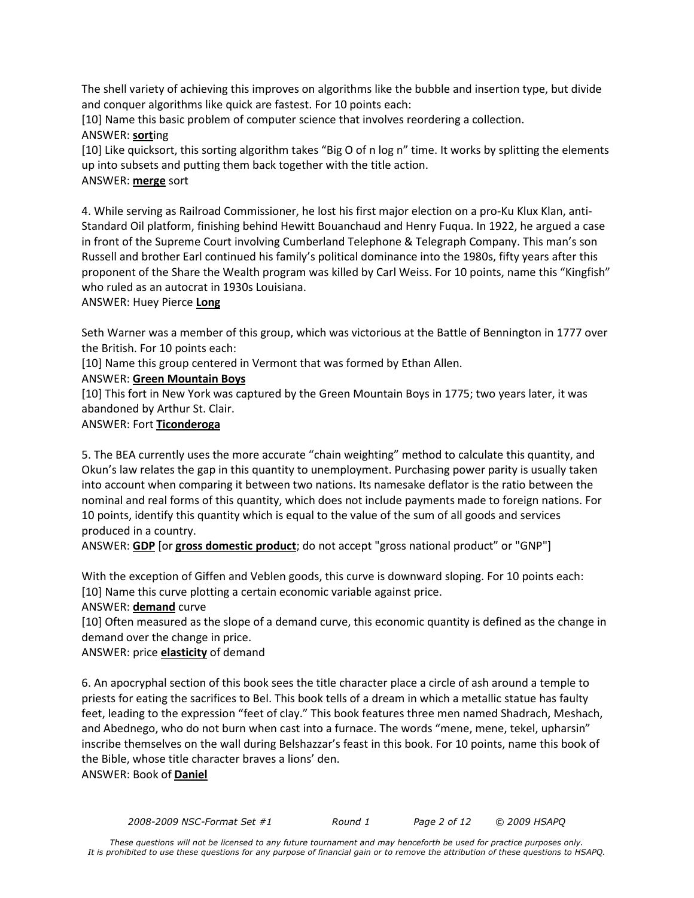The shell variety of achieving this improves on algorithms like the bubble and insertion type, but divide and conquer algorithms like quick are fastest. For 10 points each:

[10] Name this basic problem of computer science that involves reordering a collection.

ANSWER: **sort**ing

[10] Like quicksort, this sorting algorithm takes "Big O of n log n" time. It works by splitting the elements up into subsets and putting them back together with the title action.

ANSWER: **merge** sort

4. While serving as Railroad Commissioner, he lost his first major election on a pro-Ku Klux Klan, anti-Standard Oil platform, finishing behind Hewitt Bouanchaud and Henry Fuqua. In 1922, he argued a case in front of the Supreme Court involving Cumberland Telephone & Telegraph Company. This man's son Russell and brother Earl continued his family's political dominance into the 1980s, fifty years after this proponent of the Share the Wealth program was killed by Carl Weiss. For 10 points, name this "Kingfish" who ruled as an autocrat in 1930s Louisiana.

ANSWER: Huey Pierce **Long**

Seth Warner was a member of this group, which was victorious at the Battle of Bennington in 1777 over the British. For 10 points each:

[10] Name this group centered in Vermont that was formed by Ethan Allen.

ANSWER: **Green Mountain Boys**

[10] This fort in New York was captured by the Green Mountain Boys in 1775; two years later, it was abandoned by Arthur St. Clair.

ANSWER: Fort **Ticonderoga**

5. The BEA currently uses the more accurate "chain weighting" method to calculate this quantity, and Okun's law relates the gap in this quantity to unemployment. Purchasing power parity is usually taken into account when comparing it between two nations. Its namesake deflator is the ratio between the nominal and real forms of this quantity, which does not include payments made to foreign nations. For 10 points, identify this quantity which is equal to the value of the sum of all goods and services produced in a country.

ANSWER: **GDP** [or **gross domestic product**; do not accept "gross national product" or "GNP"]

With the exception of Giffen and Veblen goods, this curve is downward sloping. For 10 points each:

[10] Name this curve plotting a certain economic variable against price.

ANSWER: **demand** curve

[10] Often measured as the slope of a demand curve, this economic quantity is defined as the change in demand over the change in price.

ANSWER: price **elasticity** of demand

6. An apocryphal section of this book sees the title character place a circle of ash around a temple to priests for eating the sacrifices to Bel. This book tells of a dream in which a metallic statue has faulty feet, leading to the expression "feet of clay." This book features three men named Shadrach, Meshach, and Abednego, who do not burn when cast into a furnace. The words "mene, mene, tekel, upharsin" inscribe themselves on the wall during Belshazzar's feast in this book. For 10 points, name this book of the Bible, whose title character braves a lions' den.

ANSWER: Book of **Daniel**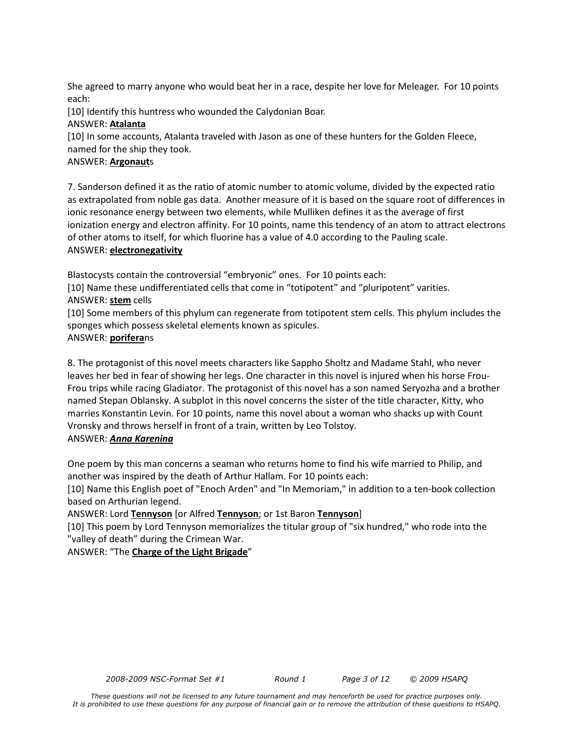She agreed to marry anyone who would beat her in a race, despite her love for Meleager. For 10 points each:

[10] Identify this huntress who wounded the Calydonian Boar.

ANSWER: **<u>Atalanta</u>**

[10] In some accounts, Atalanta traveled with Jason as one of these hunters for the Golden Fleece, named for the ship they took.

ANSWER: **<u>Argonaut</u>**s

7. Sanderson defined it as the ratio of atomic number to atomic volume, divided by the expected ratio as extrapolated from noble gas data. Another measure of it is based on the square root of differences in ionic resonance energy between two elements, while Mulliken defines it as the average of first ionization energy and electron affinity. For 10 points, name this tendency of an atom to attract electrons of other atoms to itself, for which fluorine has a value of 4.0 according to the Pauling scale.

ANSWER: **<u>electronegativity</u>**

Blastocysts contain the controversial "embryonic" ones. For 10 points each:

[10] Name these undifferentiated cells that come in "totipotent" and "pluripotent" varities.

ANSWER: **<u>stem</u>** cells

[10] Some members of this phylum can regenerate from totipotent stem cells. This phylum includes the sponges which possess skeletal elements known as spicules.

ANSWER: **<u>porifera</u>**ns

8. The protagonist of this novel meets characters like Sappho Sholtz and Madame Stahl, who never leaves her bed in fear of showing her legs. One character in this novel is injured when his horse Frou-Frou trips while racing Gladiator. The protagonist of this novel has a son named Seryozha and a brother named Stepan Oblansky. A subplot in this novel concerns the sister of the title character, Kitty, who marries Konstantin Levin. For 10 points, name this novel about a woman who shacks up with Count Vronsky and throws herself in front of a train, written by Leo Tolstoy.

ANSWER: ***<u>Anna Karenina</u>***

One poem by this man concerns a seaman who returns home to find his wife married to Philip, and another was inspired by the death of Arthur Hallam. For 10 points each:

[10] Name this English poet of "Enoch Arden" and "In Memoriam," in addition to a ten-book collection based on Arthurian legend.

ANSWER: Lord **<u>Tennyson</u>** [or Alfred **<u>Tennyson</u>**; or 1st Baron **<u>Tennyson</u>**]

[10] This poem by Lord Tennyson memorializes the titular group of "six hundred," who rode into the "valley of death" during the Crimean War.

ANSWER: "The **<u>Charge of the Light Brigade</u>**"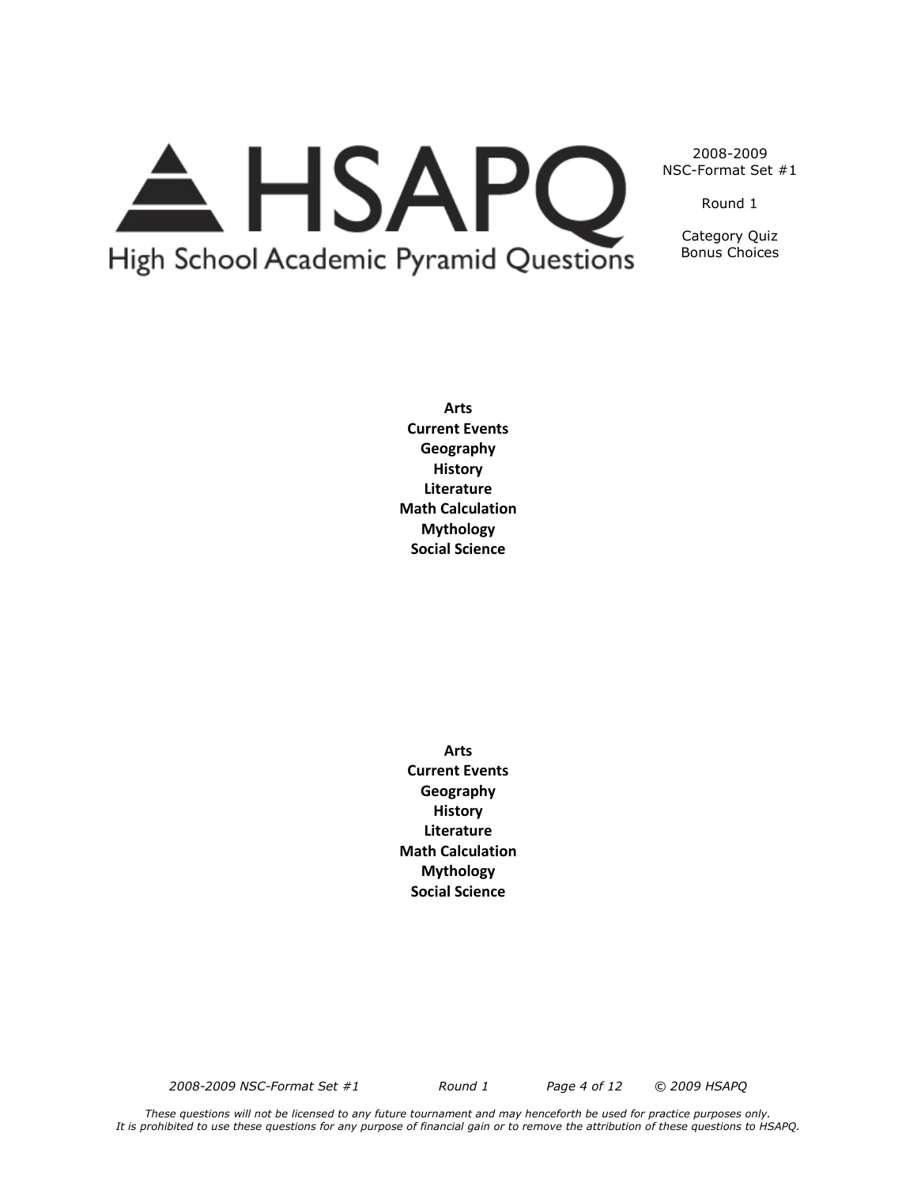2008-2009
NSC-Format Set #1

Round 1

Category Quiz
Bonus Choices

**Arts**
**Current Events**
**Geography**
**History**
**Literature**
**Math Calculation**
**Mythology**
**Social Science**

**Arts**
**Current Events**
**Geography**
**History**
**Literature**
**Math Calculation**
**Mythology**
**Social Science**

*These questions will not be licensed to any future tournament and may henceforth be used for practice purposes only.*
*It is prohibited to use these questions for any purpose of financial gain or to remove the attribution of these questions to HSAPQ.*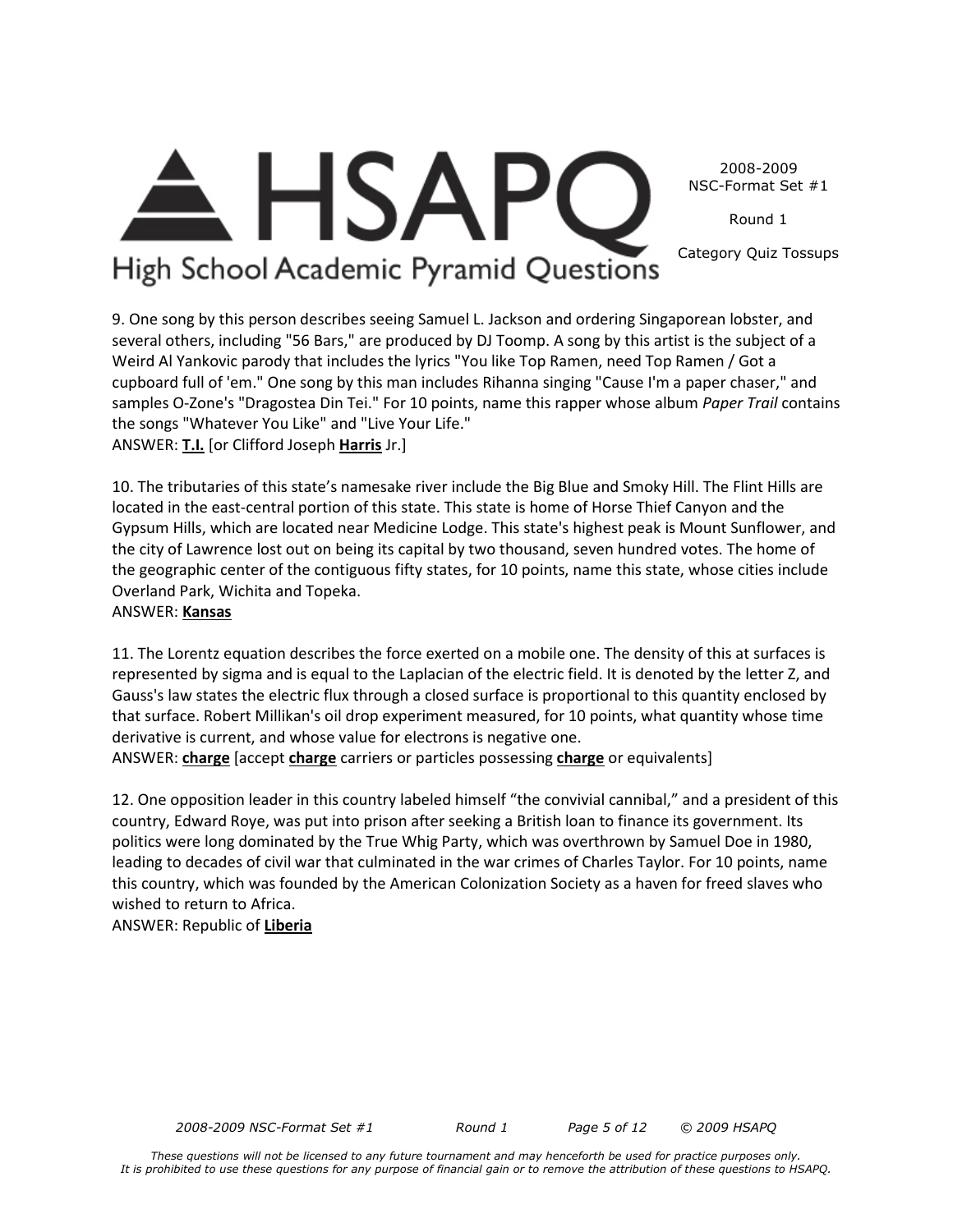9. One song by this person describes seeing Samuel L. Jackson and ordering Singaporean lobster, and several others, including "56 Bars," are produced by DJ Toomp. A song by this artist is the subject of a Weird Al Yankovic parody that includes the lyrics "You like Top Ramen, need Top Ramen / Got a cupboard full of 'em." One song by this man includes Rihanna singing "Cause I'm a paper chaser," and samples O-Zone's "Dragostea Din Tei." For 10 points, name this rapper whose album *Paper Trail* contains the songs "Whatever You Like" and "Live Your Life."
ANSWER: **T.I.** [or Clifford Joseph **Harris** Jr.]

10. The tributaries of this state's namesake river include the Big Blue and Smoky Hill. The Flint Hills are located in the east-central portion of this state. This state is home of Horse Thief Canyon and the Gypsum Hills, which are located near Medicine Lodge. This state's highest peak is Mount Sunflower, and the city of Lawrence lost out on being its capital by two thousand, seven hundred votes. The home of the geographic center of the contiguous fifty states, for 10 points, name this state, whose cities include Overland Park, Wichita and Topeka.
ANSWER: **Kansas**

11. The Lorentz equation describes the force exerted on a mobile one. The density of this at surfaces is represented by sigma and is equal to the Laplacian of the electric field. It is denoted by the letter Z, and Gauss's law states the electric flux through a closed surface is proportional to this quantity enclosed by that surface. Robert Millikan's oil drop experiment measured, for 10 points, what quantity whose time derivative is current, and whose value for electrons is negative one.
ANSWER: **charge** [accept **charge** carriers or particles possessing **charge** or equivalents]

12. One opposition leader in this country labeled himself "the convivial cannibal," and a president of this country, Edward Roye, was put into prison after seeking a British loan to finance its government. Its politics were long dominated by the True Whig Party, which was overthrown by Samuel Doe in 1980, leading to decades of civil war that culminated in the war crimes of Charles Taylor. For 10 points, name this country, which was founded by the American Colonization Society as a haven for freed slaves who wished to return to Africa.
ANSWER: Republic of **Liberia**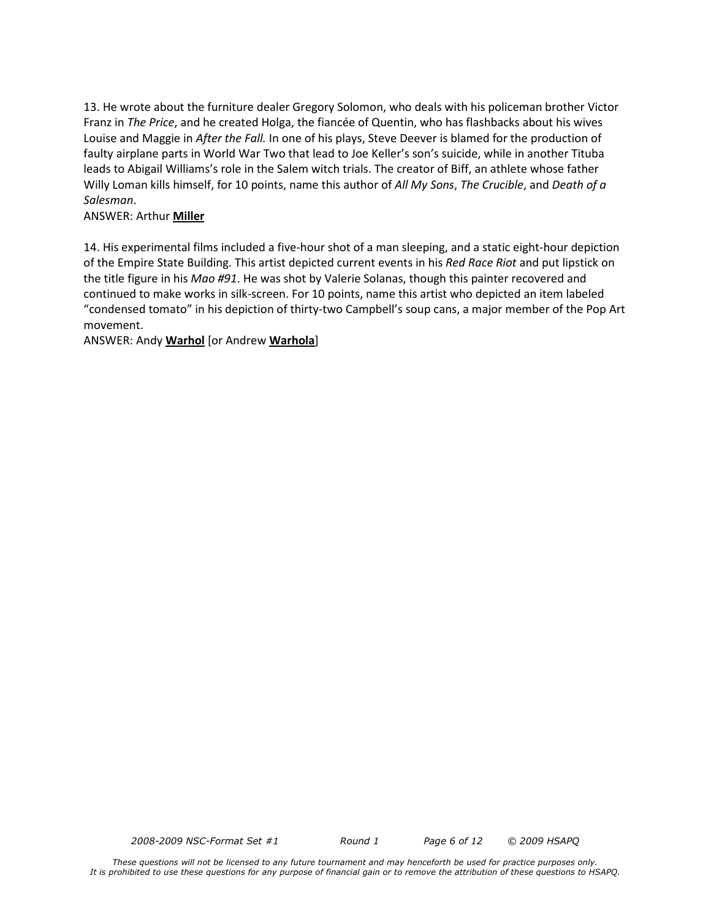13. He wrote about the furniture dealer Gregory Solomon, who deals with his policeman brother Victor Franz in *The Price*, and he created Holga, the fiancée of Quentin, who has flashbacks about his wives Louise and Maggie in *After the Fall.* In one of his plays, Steve Deever is blamed for the production of faulty airplane parts in World War Two that lead to Joe Keller's son's suicide, while in another Tituba leads to Abigail Williams's role in the Salem witch trials. The creator of Biff, an athlete whose father Willy Loman kills himself, for 10 points, name this author of *All My Sons*, *The Crucible*, and *Death of a Salesman*.

ANSWER: Arthur **Miller**

14. His experimental films included a five-hour shot of a man sleeping, and a static eight-hour depiction of the Empire State Building. This artist depicted current events in his *Red Race Riot* and put lipstick on the title figure in his *Mao #91*. He was shot by Valerie Solanas, though this painter recovered and continued to make works in silk-screen. For 10 points, name this artist who depicted an item labeled "condensed tomato" in his depiction of thirty-two Campbell's soup cans, a major member of the Pop Art movement.

ANSWER: Andy **Warhol** [or Andrew **Warhola**]

*These questions will not be licensed to any future tournament and may henceforth be used for practice purposes only. It is prohibited to use these questions for any purpose of financial gain or to remove the attribution of these questions to HSAPQ.*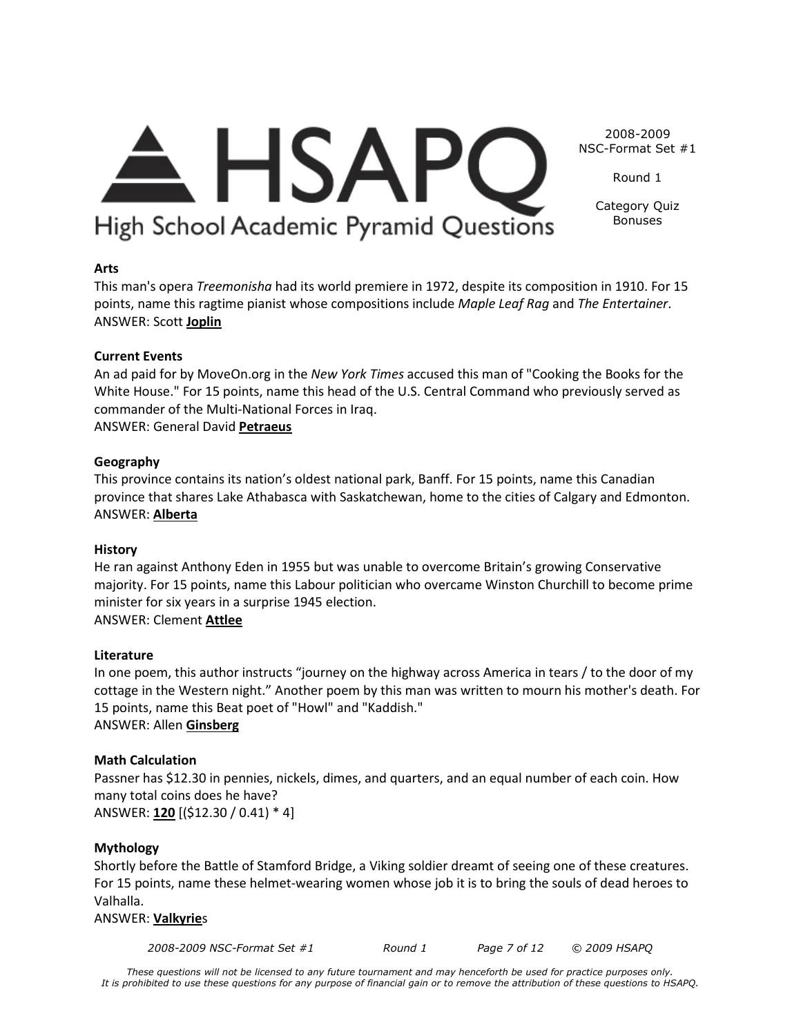2008-2009
NSC-Format Set #1

Round 1

Category Quiz
Bonuses

**Arts**
This man's opera *Treemonisha* had its world premiere in 1972, despite its composition in 1910. For 15 points, name this ragtime pianist whose compositions include *Maple Leaf Rag* and *The Entertainer*.
ANSWER: Scott **Joplin**

**Current Events**
An ad paid for by MoveOn.org in the *New York Times* accused this man of "Cooking the Books for the White House." For 15 points, name this head of the U.S. Central Command who previously served as commander of the Multi-National Forces in Iraq.
ANSWER: General David **Petraeus**

**Geography**
This province contains its nation's oldest national park, Banff. For 15 points, name this Canadian province that shares Lake Athabasca with Saskatchewan, home to the cities of Calgary and Edmonton.
ANSWER: **Alberta**

**History**
He ran against Anthony Eden in 1955 but was unable to overcome Britain's growing Conservative majority. For 15 points, name this Labour politician who overcame Winston Churchill to become prime minister for six years in a surprise 1945 election.
ANSWER: Clement **Attlee**

**Literature**
In one poem, this author instructs "journey on the highway across America in tears / to the door of my cottage in the Western night." Another poem by this man was written to mourn his mother's death. For 15 points, name this Beat poet of "Howl" and "Kaddish."
ANSWER: Allen **Ginsberg**

**Math Calculation**
Passner has $12.30 in pennies, nickels, dimes, and quarters, and an equal number of each coin. How many total coins does he have?
ANSWER: **120** [($12.30 / 0.41) * 4]

**Mythology**
Shortly before the Battle of Stamford Bridge, a Viking soldier dreamt of seeing one of these creatures. For 15 points, name these helmet-wearing women whose job it is to bring the souls of dead heroes to Valhalla.
ANSWER: **Valkyrie**s

*These questions will not be licensed to any future tournament and may henceforth be used for practice purposes only. It is prohibited to use these questions for any purpose of financial gain or to remove the attribution of these questions to HSAPQ.*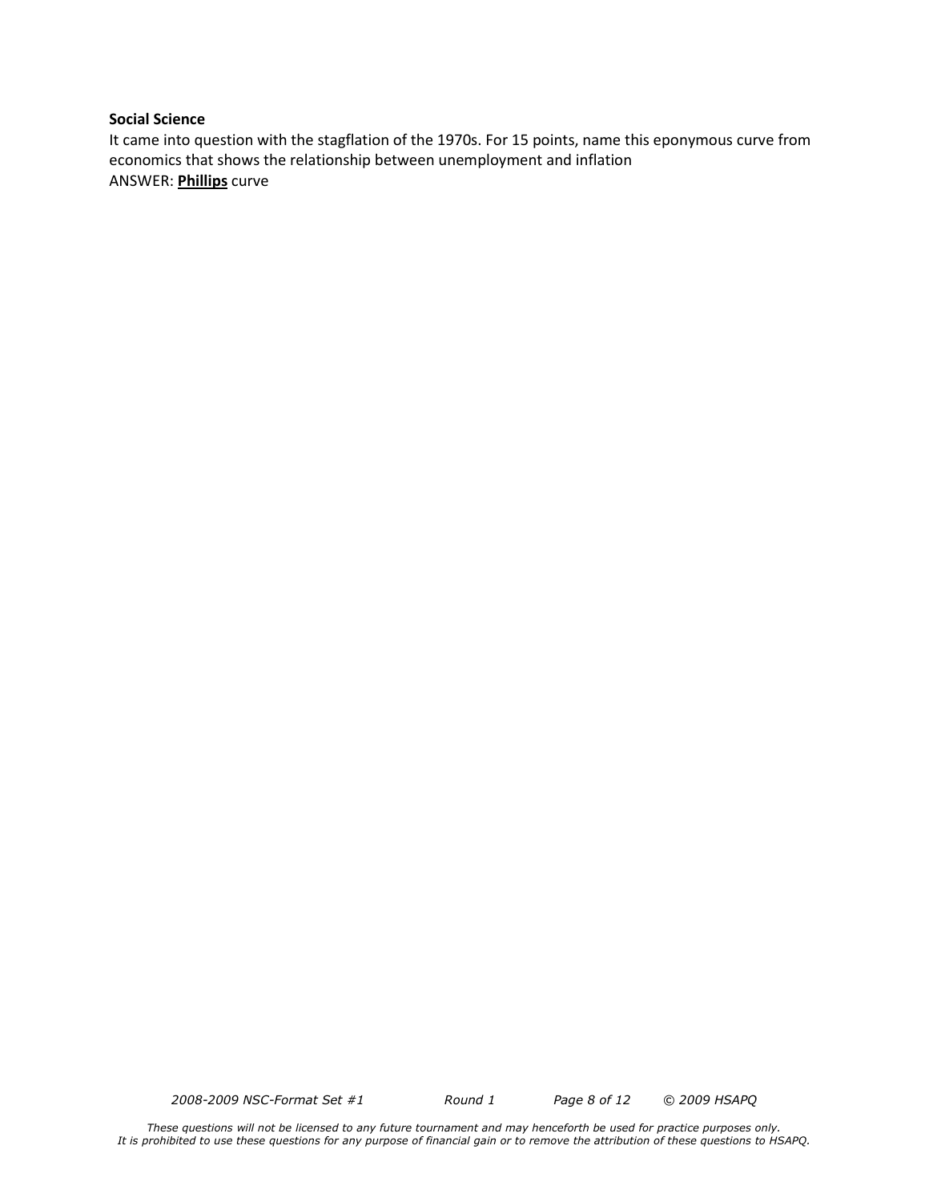**Social Science**

It came into question with the stagflation of the 1970s. For 15 points, name this eponymous curve from economics that shows the relationship between unemployment and inflation

ANSWER: **Phillips** curve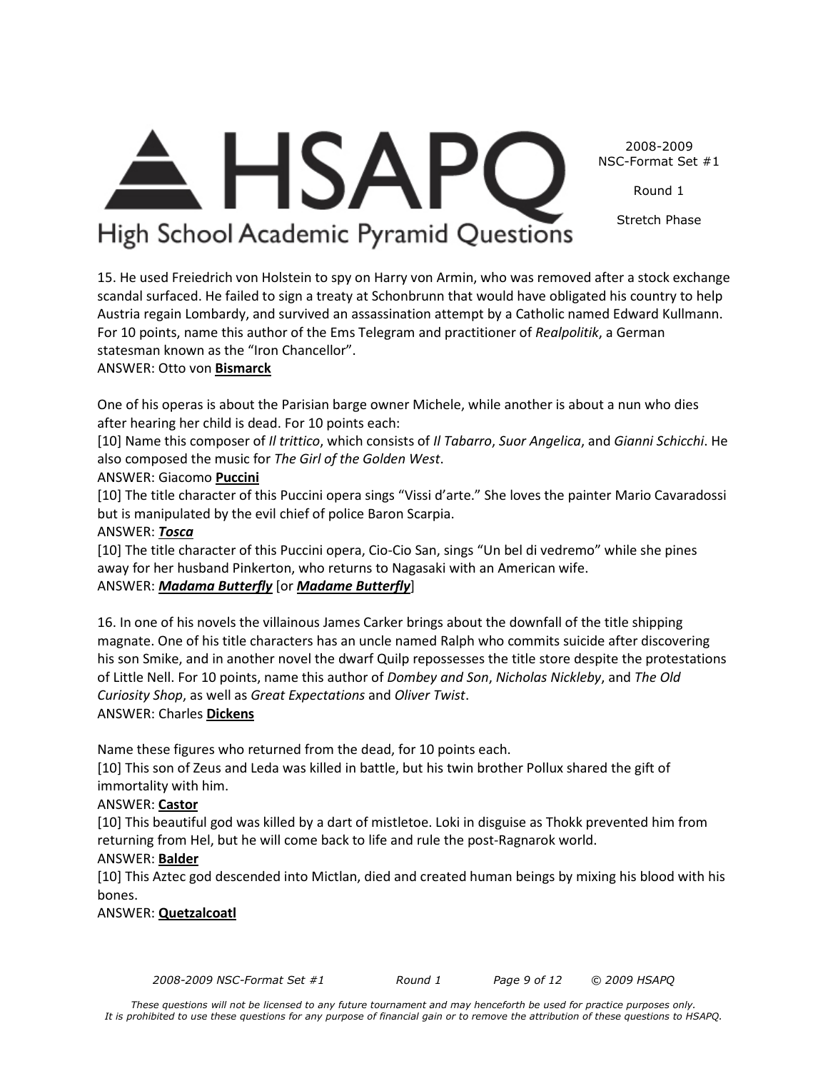15. He used Freiedrich von Holstein to spy on Harry von Armin, who was removed after a stock exchange scandal surfaced. He failed to sign a treaty at Schonbrunn that would have obligated his country to help Austria regain Lombardy, and survived an assassination attempt by a Catholic named Edward Kullmann. For 10 points, name this author of the Ems Telegram and practitioner of *Realpolitik*, a German statesman known as the "Iron Chancellor".
ANSWER: Otto von **Bismarck**

One of his operas is about the Parisian barge owner Michele, while another is about a nun who dies after hearing her child is dead. For 10 points each:
[10] Name this composer of *Il trittico*, which consists of *Il Tabarro*, *Suor Angelica*, and *Gianni Schicchi*. He also composed the music for *The Girl of the Golden West*.
ANSWER: Giacomo **Puccini**
[10] The title character of this Puccini opera sings "Vissi d'arte." She loves the painter Mario Cavaradossi but is manipulated by the evil chief of police Baron Scarpia.
ANSWER: ***Tosca***
[10] The title character of this Puccini opera, Cio-Cio San, sings "Un bel di vedremo" while she pines away for her husband Pinkerton, who returns to Nagasaki with an American wife.
ANSWER: ***Madama Butterfly*** [or ***Madame Butterfly***]

16. In one of his novels the villainous James Carker brings about the downfall of the title shipping magnate. One of his title characters has an uncle named Ralph who commits suicide after discovering his son Smike, and in another novel the dwarf Quilp repossesses the title store despite the protestations of Little Nell. For 10 points, name this author of *Dombey and Son*, *Nicholas Nickleby*, and *The Old Curiosity Shop*, as well as *Great Expectations* and *Oliver Twist*.
ANSWER: Charles **Dickens**

Name these figures who returned from the dead, for 10 points each.
[10] This son of Zeus and Leda was killed in battle, but his twin brother Pollux shared the gift of immortality with him.
ANSWER: **Castor**
[10] This beautiful god was killed by a dart of mistletoe. Loki in disguise as Thokk prevented him from returning from Hel, but he will come back to life and rule the post-Ragnarok world.
ANSWER: **Balder**
[10] This Aztec god descended into Mictlan, died and created human beings by mixing his blood with his bones.
ANSWER: **Quetzalcoatl**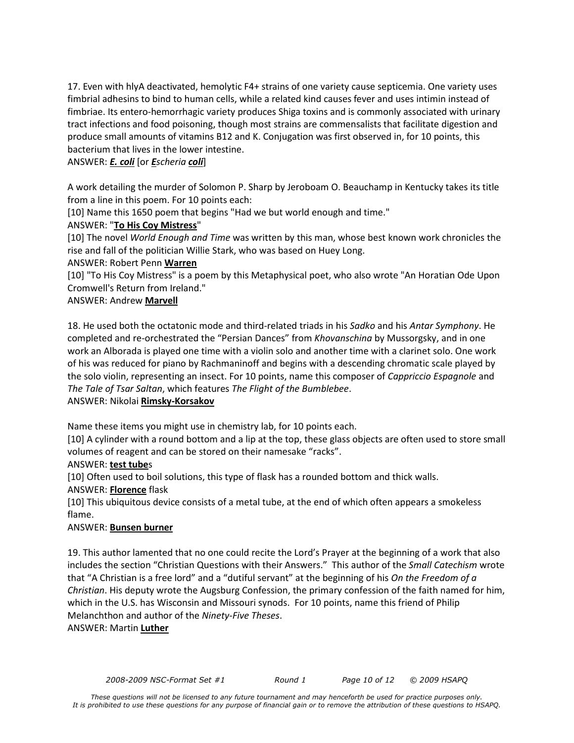17. Even with hlyA deactivated, hemolytic F4+ strains of one variety cause septicemia. One variety uses fimbrial adhesins to bind to human cells, while a related kind causes fever and uses intimin instead of fimbriae. Its entero-hemorrhagic variety produces Shiga toxins and is commonly associated with urinary tract infections and food poisoning, though most strains are commensalists that facilitate digestion and produce small amounts of vitamins B12 and K. Conjugation was first observed in, for 10 points, this bacterium that lives in the lower intestine.

ANSWER: ***E. coli*** [or ***E**scheria **coli***]

A work detailing the murder of Solomon P. Sharp by Jeroboam O. Beauchamp in Kentucky takes its title from a line in this poem. For 10 points each:

[10] Name this 1650 poem that begins "Had we but world enough and time."

ANSWER: "**To His Coy Mistress**"

[10] The novel *World Enough and Time* was written by this man, whose best known work chronicles the rise and fall of the politician Willie Stark, who was based on Huey Long.

ANSWER: Robert Penn **Warren**

[10] "To His Coy Mistress" is a poem by this Metaphysical poet, who also wrote "An Horatian Ode Upon Cromwell's Return from Ireland."

ANSWER: Andrew **Marvell**

18. He used both the octatonic mode and third-related triads in his *Sadko* and his *Antar Symphony*. He completed and re-orchestrated the "Persian Dances" from *Khovanschina* by Mussorgsky, and in one work an Alborada is played one time with a violin solo and another time with a clarinet solo. One work of his was reduced for piano by Rachmaninoff and begins with a descending chromatic scale played by the solo violin, representing an insect. For 10 points, name this composer of *Cappriccio Espagnole* and *The Tale of Tsar Saltan*, which features *The Flight of the Bumblebee*.

ANSWER: Nikolai **Rimsky-Korsakov**

Name these items you might use in chemistry lab, for 10 points each.

[10] A cylinder with a round bottom and a lip at the top, these glass objects are often used to store small volumes of reagent and can be stored on their namesake "racks".

ANSWER: **test tube**s

[10] Often used to boil solutions, this type of flask has a rounded bottom and thick walls.

ANSWER: **Florence** flask

[10] This ubiquitous device consists of a metal tube, at the end of which often appears a smokeless flame.

ANSWER: **Bunsen burner**

19. This author lamented that no one could recite the Lord's Prayer at the beginning of a work that also includes the section "Christian Questions with their Answers." This author of the *Small Catechism* wrote that "A Christian is a free lord" and a "dutiful servant" at the beginning of his *On the Freedom of a Christian*. His deputy wrote the Augsburg Confession, the primary confession of the faith named for him, which in the U.S. has Wisconsin and Missouri synods. For 10 points, name this friend of Philip Melanchthon and author of the *Ninety-Five Theses*.

ANSWER: Martin **Luther**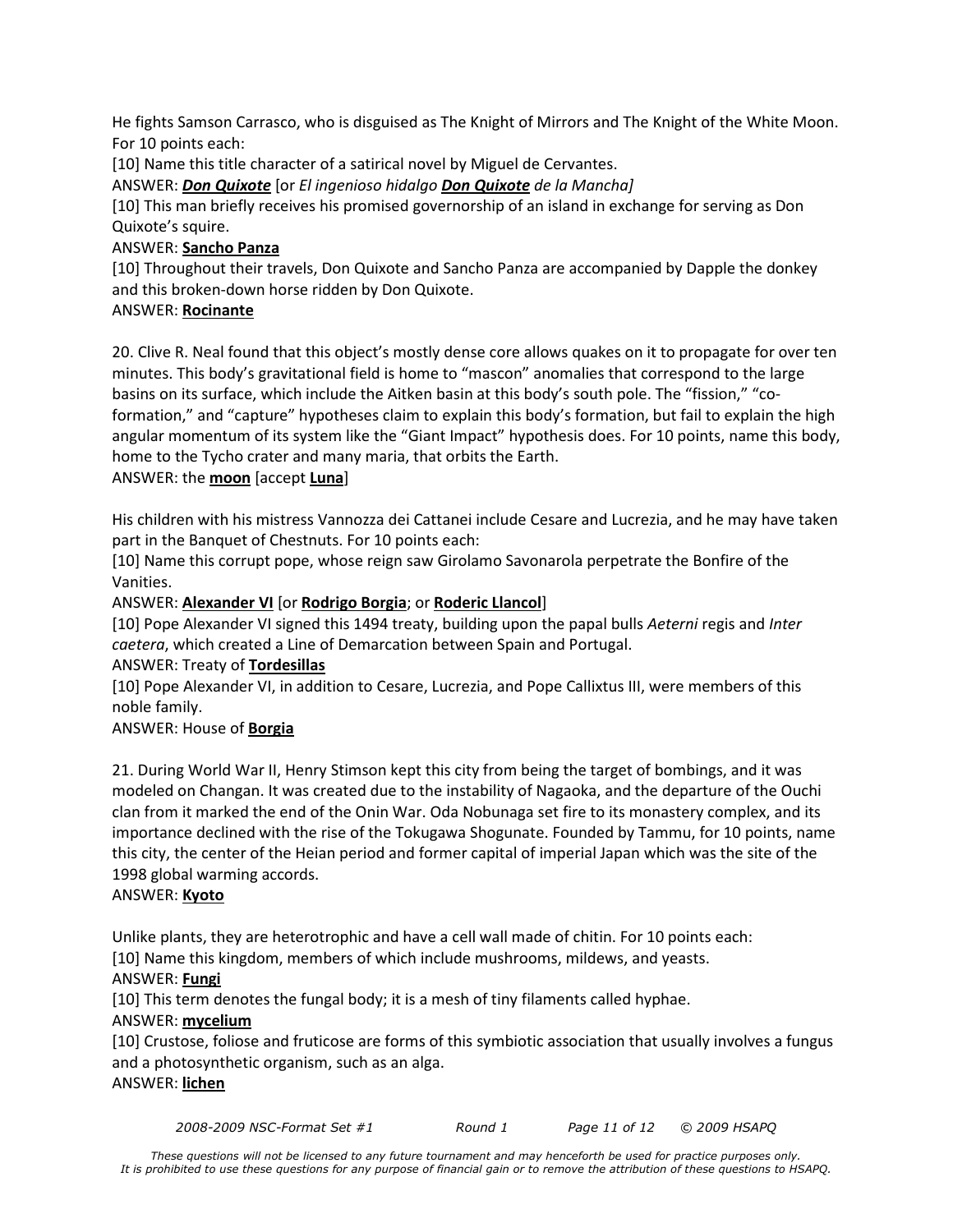He fights Samson Carrasco, who is disguised as The Knight of Mirrors and The Knight of the White Moon. For 10 points each:

[10] Name this title character of a satirical novel by Miguel de Cervantes.

ANSWER: ***Don Quixote*** [or *El ingenioso hidalgo* ***Don Quixote*** *de la Mancha]*

[10] This man briefly receives his promised governorship of an island in exchange for serving as Don Quixote's squire.

ANSWER: **Sancho Panza**

[10] Throughout their travels, Don Quixote and Sancho Panza are accompanied by Dapple the donkey and this broken-down horse ridden by Don Quixote.

ANSWER: **Rocinante**

20. Clive R. Neal found that this object's mostly dense core allows quakes on it to propagate for over ten minutes. This body's gravitational field is home to "mascon" anomalies that correspond to the large basins on its surface, which include the Aitken basin at this body's south pole. The "fission," "co-formation," and "capture" hypotheses claim to explain this body's formation, but fail to explain the high angular momentum of its system like the "Giant Impact" hypothesis does. For 10 points, name this body, home to the Tycho crater and many maria, that orbits the Earth.

ANSWER: the **moon** [accept **Luna**]

His children with his mistress Vannozza dei Cattanei include Cesare and Lucrezia, and he may have taken part in the Banquet of Chestnuts. For 10 points each:

[10] Name this corrupt pope, whose reign saw Girolamo Savonarola perpetrate the Bonfire of the Vanities.

ANSWER: **Alexander VI** [or **Rodrigo Borgia**; or **Roderic Llancol**]

[10] Pope Alexander VI signed this 1494 treaty, building upon the papal bulls *Aeterni* regis and *Inter caetera*, which created a Line of Demarcation between Spain and Portugal.

ANSWER: Treaty of **Tordesillas**

[10] Pope Alexander VI, in addition to Cesare, Lucrezia, and Pope Callixtus III, were members of this noble family.

ANSWER: House of **Borgia**

21. During World War II, Henry Stimson kept this city from being the target of bombings, and it was modeled on Changan. It was created due to the instability of Nagaoka, and the departure of the Ouchi clan from it marked the end of the Onin War. Oda Nobunaga set fire to its monastery complex, and its importance declined with the rise of the Tokugawa Shogunate. Founded by Tammu, for 10 points, name this city, the center of the Heian period and former capital of imperial Japan which was the site of the 1998 global warming accords.

ANSWER: **Kyoto**

Unlike plants, they are heterotrophic and have a cell wall made of chitin. For 10 points each:

[10] Name this kingdom, members of which include mushrooms, mildews, and yeasts.

ANSWER: **Fungi**

[10] This term denotes the fungal body; it is a mesh of tiny filaments called hyphae.

ANSWER: **mycelium**

[10] Crustose, foliose and fruticose are forms of this symbiotic association that usually involves a fungus and a photosynthetic organism, such as an alga.

ANSWER: **lichen**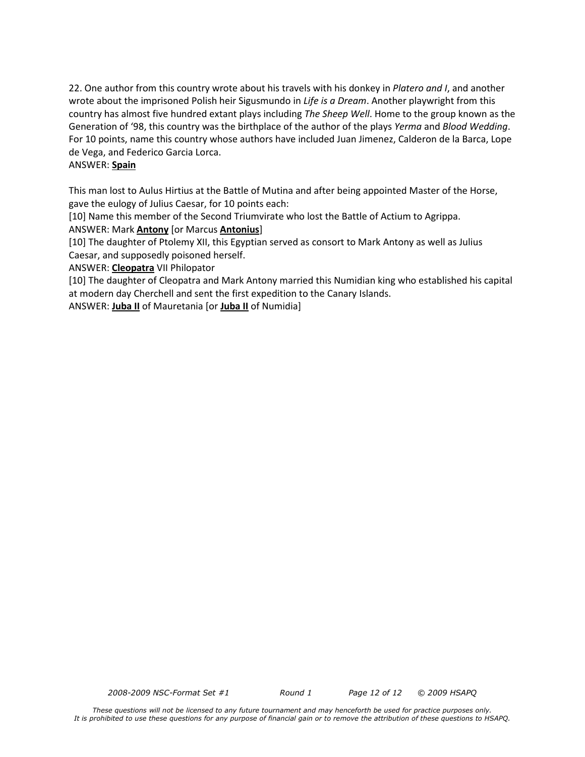22. One author from this country wrote about his travels with his donkey in *Platero and I*, and another wrote about the imprisoned Polish heir Sigusmundo in *Life is a Dream*. Another playwright from this country has almost five hundred extant plays including *The Sheep Well*. Home to the group known as the Generation of '98, this country was the birthplace of the author of the plays *Yerma* and *Blood Wedding*. For 10 points, name this country whose authors have included Juan Jimenez, Calderon de la Barca, Lope de Vega, and Federico Garcia Lorca.

ANSWER: **Spain**

This man lost to Aulus Hirtius at the Battle of Mutina and after being appointed Master of the Horse, gave the eulogy of Julius Caesar, for 10 points each:

[10] Name this member of the Second Triumvirate who lost the Battle of Actium to Agrippa.

ANSWER: Mark **Antony** [or Marcus **Antonius**]

[10] The daughter of Ptolemy XII, this Egyptian served as consort to Mark Antony as well as Julius Caesar, and supposedly poisoned herself.

ANSWER: **Cleopatra** VII Philopator

[10] The daughter of Cleopatra and Mark Antony married this Numidian king who established his capital at modern day Cherchell and sent the first expedition to the Canary Islands.

ANSWER: **Juba II** of Mauretania [or **Juba II** of Numidia]